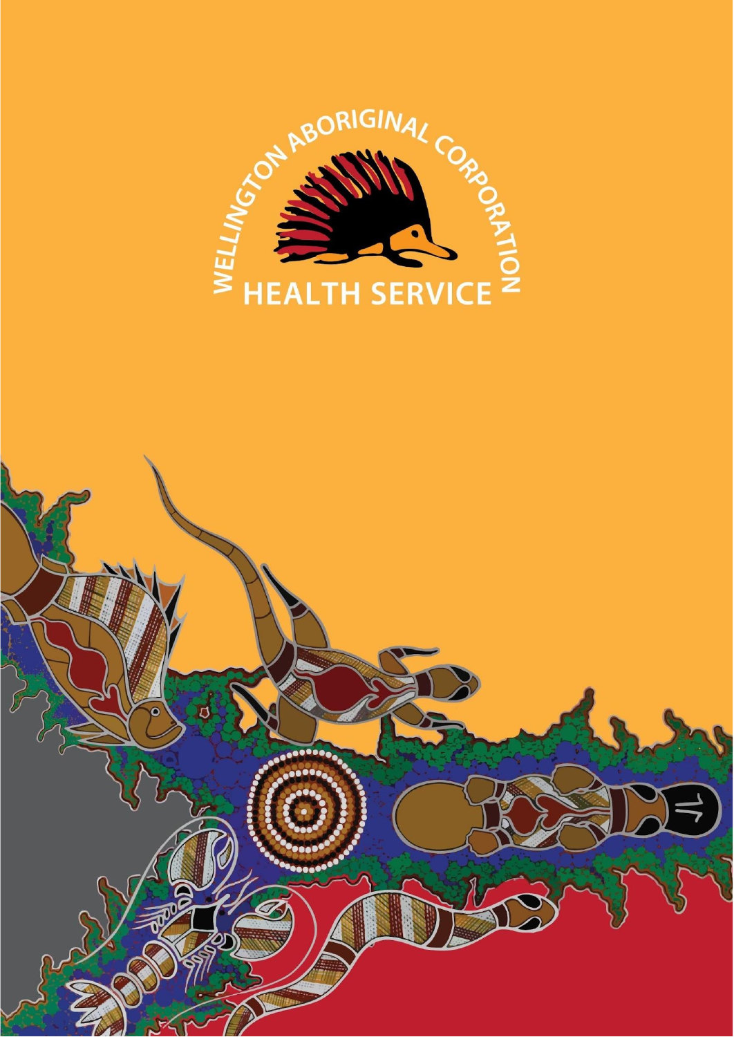WELLINGTON ABORIGINAL CORPORATION

HEALTH SERVICE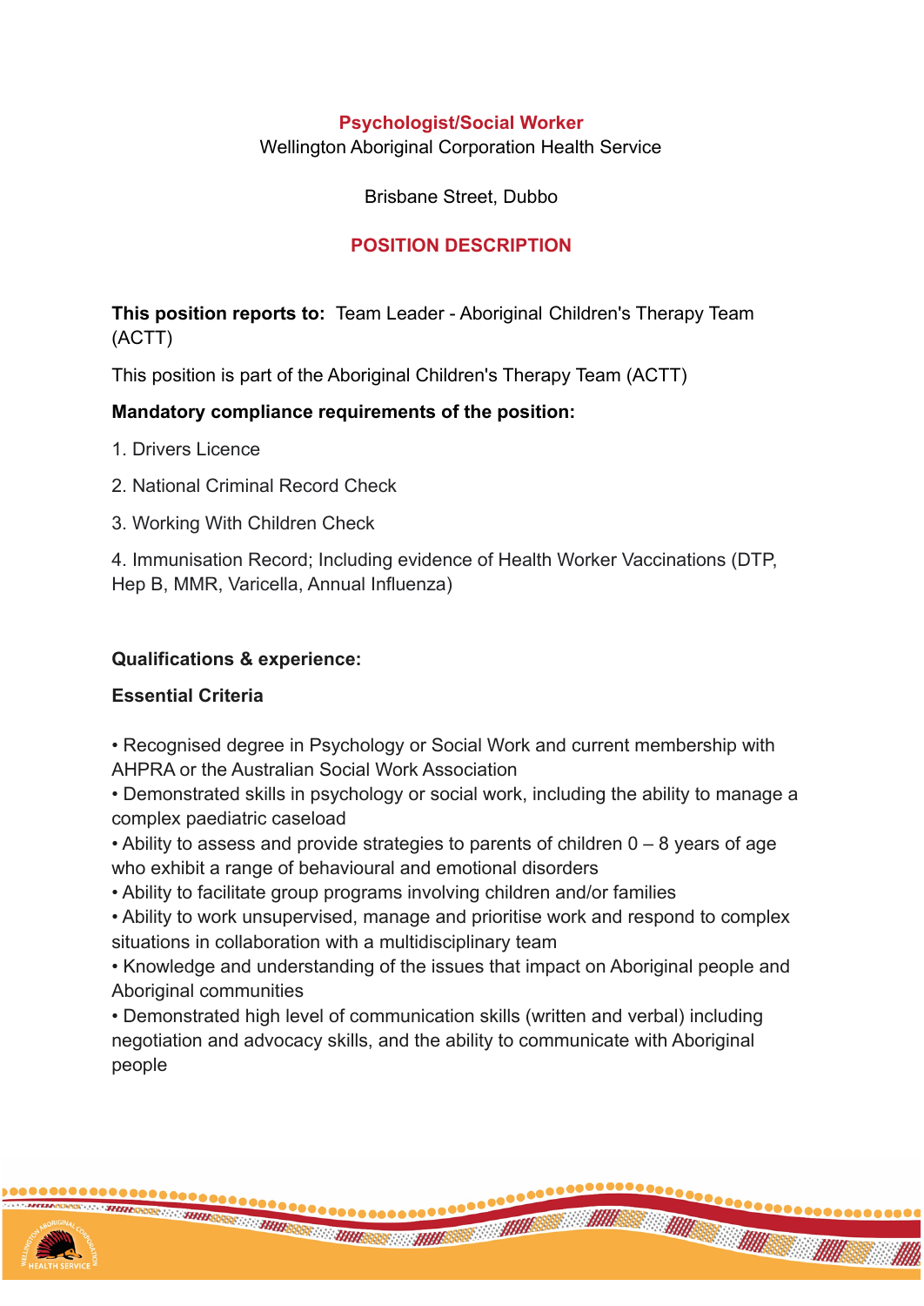**Psychologist/Social Worker**

Wellington Aboriginal Corporation Health Service

Brisbane Street, Dubbo

**POSITION DESCRIPTION**

**This position reports to:** Team Leader - Aboriginal Children's Therapy Team (ACTT)

This position is part of the Aboriginal Children's Therapy Team (ACTT)

**Mandatory compliance requirements of the position:**

1. Drivers Licence
2. National Criminal Record Check
3. Working With Children Check
4. Immunisation Record; Including evidence of Health Worker Vaccinations (DTP, Hep B, MMR, Varicella, Annual Influenza)

**Qualifications & experience:**

**Essential Criteria**

- Recognised degree in Psychology or Social Work and current membership with AHPRA or the Australian Social Work Association
- Demonstrated skills in psychology or social work, including the ability to manage a complex paediatric caseload
- Ability to assess and provide strategies to parents of children 0 – 8 years of age who exhibit a range of behavioural and emotional disorders
- Ability to facilitate group programs involving children and/or families
- Ability to work unsupervised, manage and prioritise work and respond to complex situations in collaboration with a multidisciplinary team
- Knowledge and understanding of the issues that impact on Aboriginal people and Aboriginal communities
- Demonstrated high level of communication skills (written and verbal) including negotiation and advocacy skills, and the ability to communicate with Aboriginal people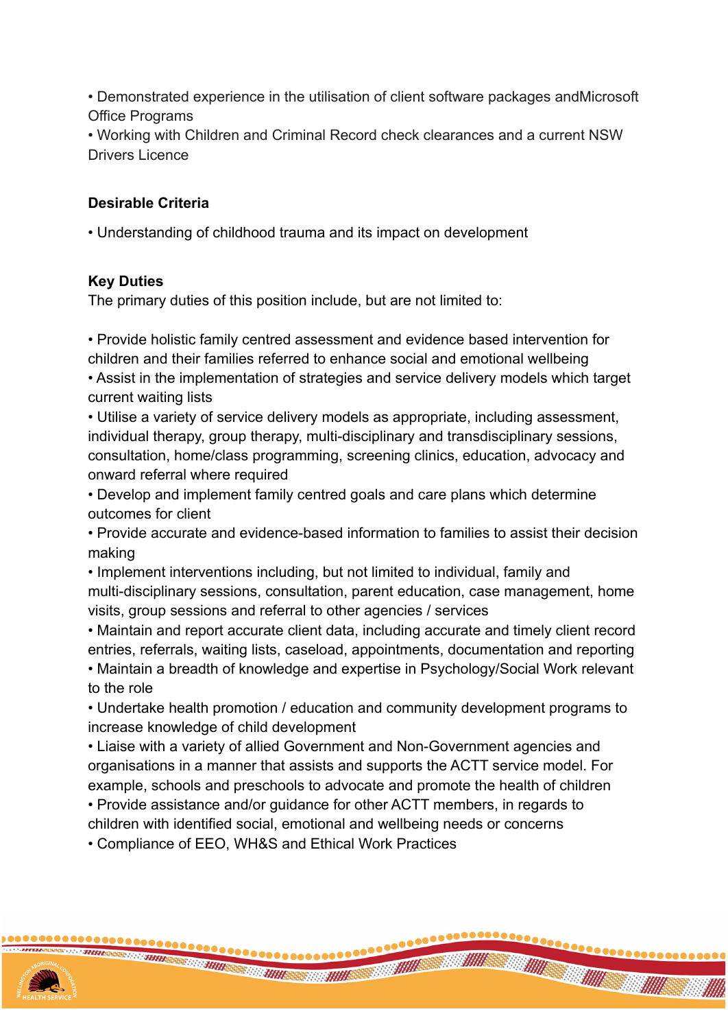- Demonstrated experience in the utilisation of client software packages andMicrosoft Office Programs
- Working with Children and Criminal Record check clearances and a current NSW Drivers Licence

**Desirable Criteria**

- Understanding of childhood trauma and its impact on development

**Key Duties**

The primary duties of this position include, but are not limited to:

- Provide holistic family centred assessment and evidence based intervention for children and their families referred to enhance social and emotional wellbeing
- Assist in the implementation of strategies and service delivery models which target current waiting lists
- Utilise a variety of service delivery models as appropriate, including assessment, individual therapy, group therapy, multi-disciplinary and transdisciplinary sessions, consultation, home/class programming, screening clinics, education, advocacy and onward referral where required
- Develop and implement family centred goals and care plans which determine outcomes for client
- Provide accurate and evidence-based information to families to assist their decision making
- Implement interventions including, but not limited to individual, family and multi-disciplinary sessions, consultation, parent education, case management, home visits, group sessions and referral to other agencies / services
- Maintain and report accurate client data, including accurate and timely client record entries, referrals, waiting lists, caseload, appointments, documentation and reporting
- Maintain a breadth of knowledge and expertise in Psychology/Social Work relevant to the role
- Undertake health promotion / education and community development programs to increase knowledge of child development
- Liaise with a variety of allied Government and Non-Government agencies and organisations in a manner that assists and supports the ACTT service model. For example, schools and preschools to advocate and promote the health of children
- Provide assistance and/or guidance for other ACTT members, in regards to children with identified social, emotional and wellbeing needs or concerns
- Compliance of EEO, WH&S and Ethical Work Practices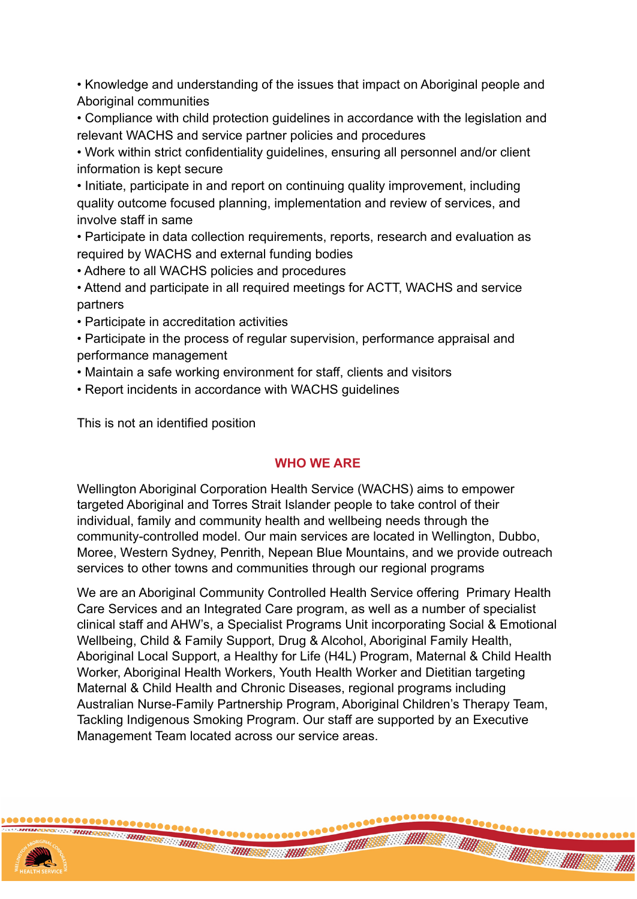- Knowledge and understanding of the issues that impact on Aboriginal people and Aboriginal communities
- Compliance with child protection guidelines in accordance with the legislation and relevant WACHS and service partner policies and procedures
- Work within strict confidentiality guidelines, ensuring all personnel and/or client information is kept secure
- Initiate, participate in and report on continuing quality improvement, including quality outcome focused planning, implementation and review of services, and involve staff in same
- Participate in data collection requirements, reports, research and evaluation as required by WACHS and external funding bodies
- Adhere to all WACHS policies and procedures
- Attend and participate in all required meetings for ACTT, WACHS and service partners
- Participate in accreditation activities
- Participate in the process of regular supervision, performance appraisal and performance management
- Maintain a safe working environment for staff, clients and visitors
- Report incidents in accordance with WACHS guidelines

This is not an identified position

## WHO WE ARE

Wellington Aboriginal Corporation Health Service (WACHS) aims to empower targeted Aboriginal and Torres Strait Islander people to take control of their individual, family and community health and wellbeing needs through the community-controlled model. Our main services are located in Wellington, Dubbo, Moree, Western Sydney, Penrith, Nepean Blue Mountains, and we provide outreach services to other towns and communities through our regional programs

We are an Aboriginal Community Controlled Health Service offering Primary Health Care Services and an Integrated Care program, as well as a number of specialist clinical staff and AHW's, a Specialist Programs Unit incorporating Social & Emotional Wellbeing, Child & Family Support, Drug & Alcohol, Aboriginal Family Health, Aboriginal Local Support, a Healthy for Life (H4L) Program, Maternal & Child Health Worker, Aboriginal Health Workers, Youth Health Worker and Dietitian targeting Maternal & Child Health and Chronic Diseases, regional programs including Australian Nurse-Family Partnership Program, Aboriginal Children's Therapy Team, Tackling Indigenous Smoking Program. Our staff are supported by an Executive Management Team located across our service areas.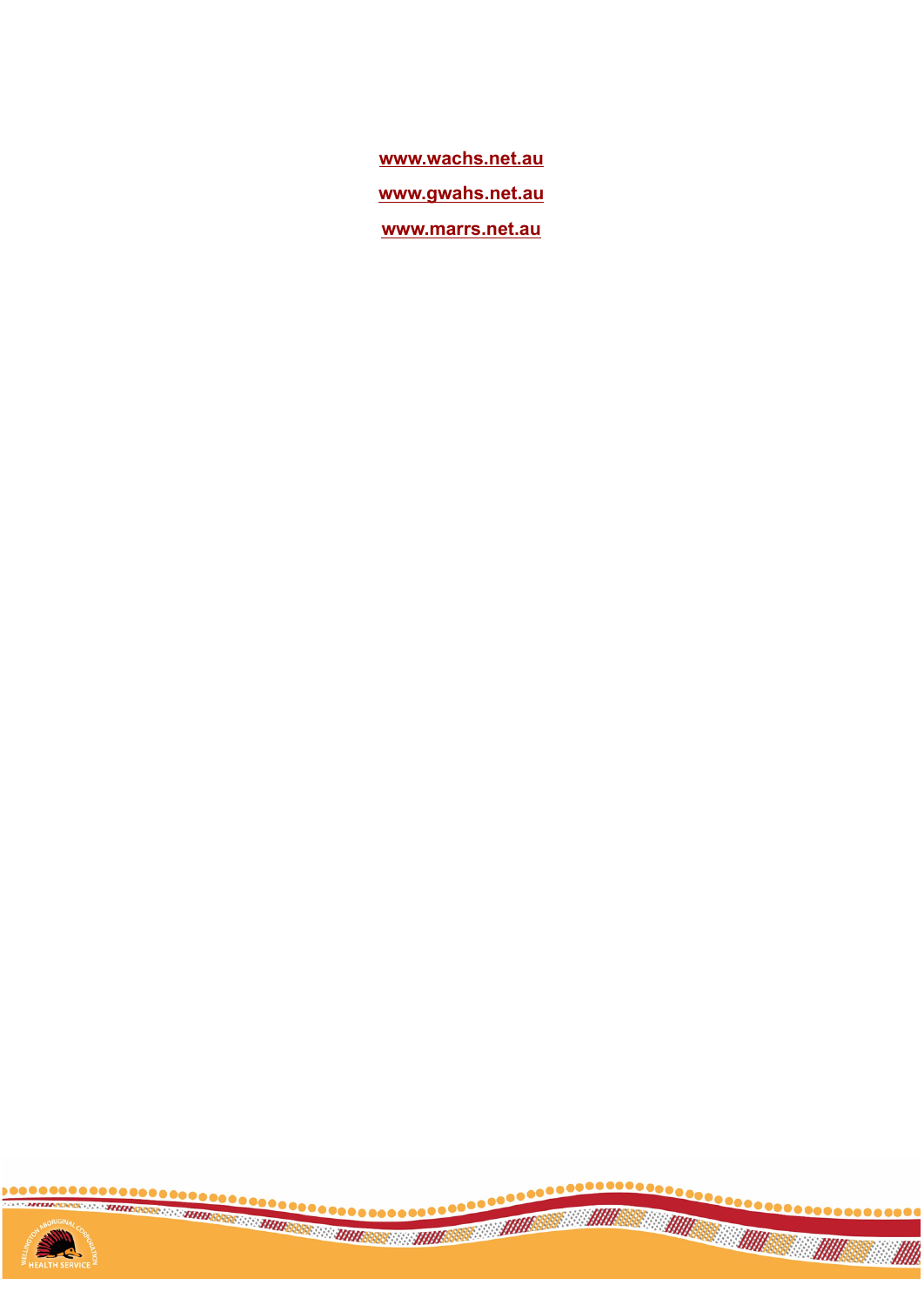www.wachs.net.au

www.gwahs.net.au

www.marrs.net.au